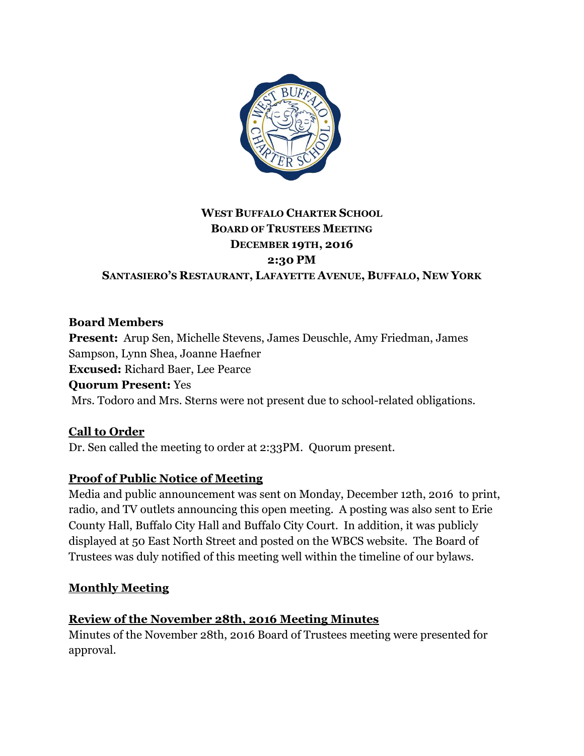**WEST BUFFALO CHARTER SCHOOL**
**BOARD OF TRUSTEES MEETING**
**DECEMBER 19TH, 2016**
**2:30 PM**
**SANTASIERO'S RESTAURANT, LAFAYETTE AVENUE, BUFFALO, NEW YORK**

**Board Members**
**Present:** Arup Sen, Michelle Stevens, James Deuschle, Amy Friedman, James Sampson, Lynn Shea, Joanne Haefner
**Excused:** Richard Baer, Lee Pearce
**Quorum Present:** Yes
Mrs. Todoro and Mrs. Sterns were not present due to school-related obligations.

## Call to Order

Dr. Sen called the meeting to order at 2:33PM. Quorum present.

## Proof of Public Notice of Meeting

Media and public announcement was sent on Monday, December 12th, 2016 to print, radio, and TV outlets announcing this open meeting. A posting was also sent to Erie County Hall, Buffalo City Hall and Buffalo City Court. In addition, it was publicly displayed at 50 East North Street and posted on the WBCS website. The Board of Trustees was duly notified of this meeting well within the timeline of our bylaws.

## Monthly Meeting

## Review of the November 28th, 2016 Meeting Minutes

Minutes of the November 28th, 2016 Board of Trustees meeting were presented for approval.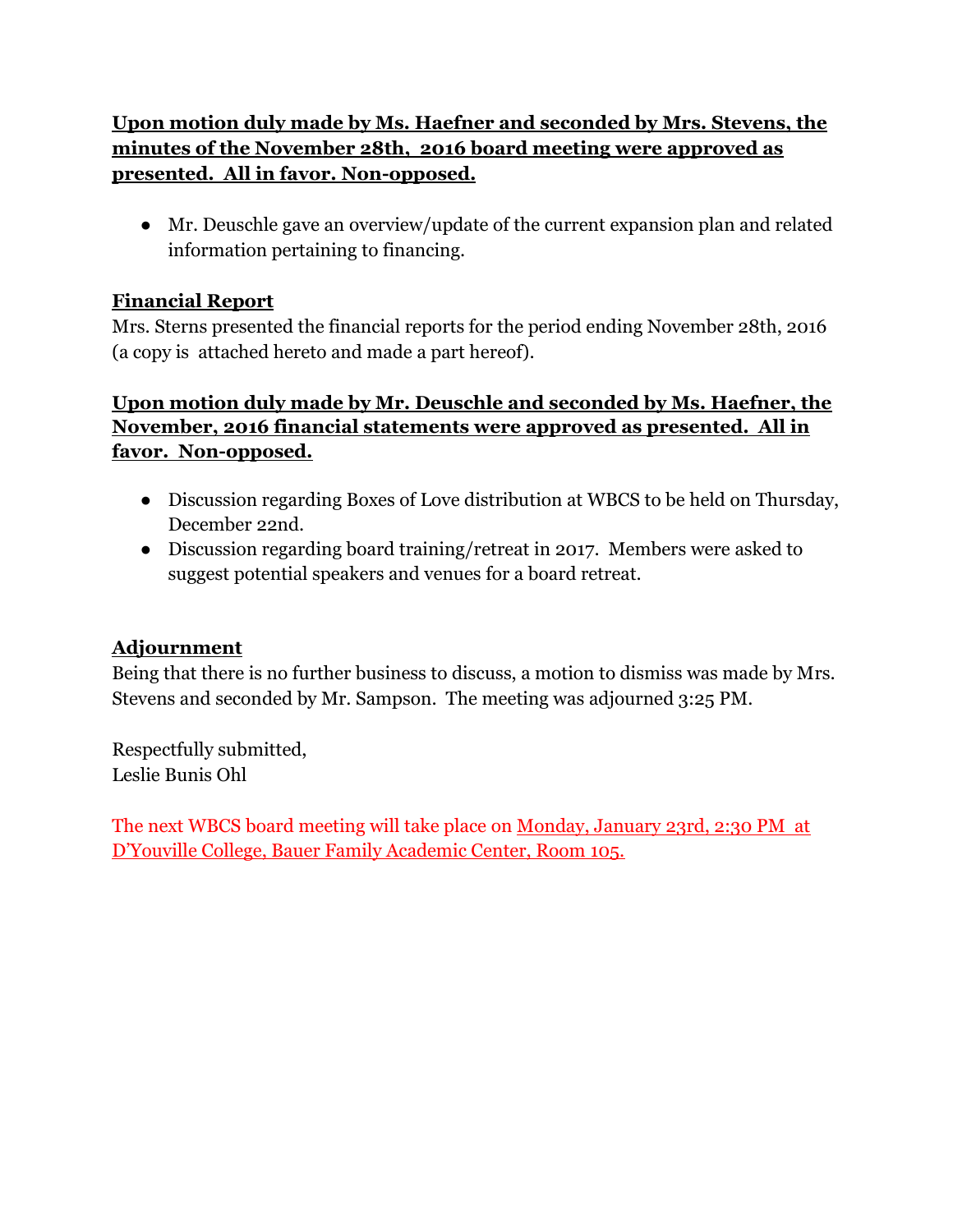**<u>Upon motion duly made by Ms. Haefner and seconded by Mrs. Stevens, the minutes of the November 28th, 2016 board meeting were approved as presented. All in favor. Non-opposed.</u>**

- Mr. Deuschle gave an overview/update of the current expansion plan and related information pertaining to financing.

**<u>Financial Report</u>**

Mrs. Sterns presented the financial reports for the period ending November 28th, 2016 (a copy is attached hereto and made a part hereof).

**<u>Upon motion duly made by Mr. Deuschle and seconded by Ms. Haefner, the November, 2016 financial statements were approved as presented. All in favor. Non-opposed.</u>**

- Discussion regarding Boxes of Love distribution at WBCS to be held on Thursday, December 22nd.
- Discussion regarding board training/retreat in 2017. Members were asked to suggest potential speakers and venues for a board retreat.

**<u>Adjournment</u>**

Being that there is no further business to discuss, a motion to dismiss was made by Mrs. Stevens and seconded by Mr. Sampson. The meeting was adjourned 3:25 PM.

Respectfully submitted,
Leslie Bunis Ohl

The next WBCS board meeting will take place on <u>Monday, January 23rd, 2:30 PM at D'Youville College, Bauer Family Academic Center, Room 105.</u>